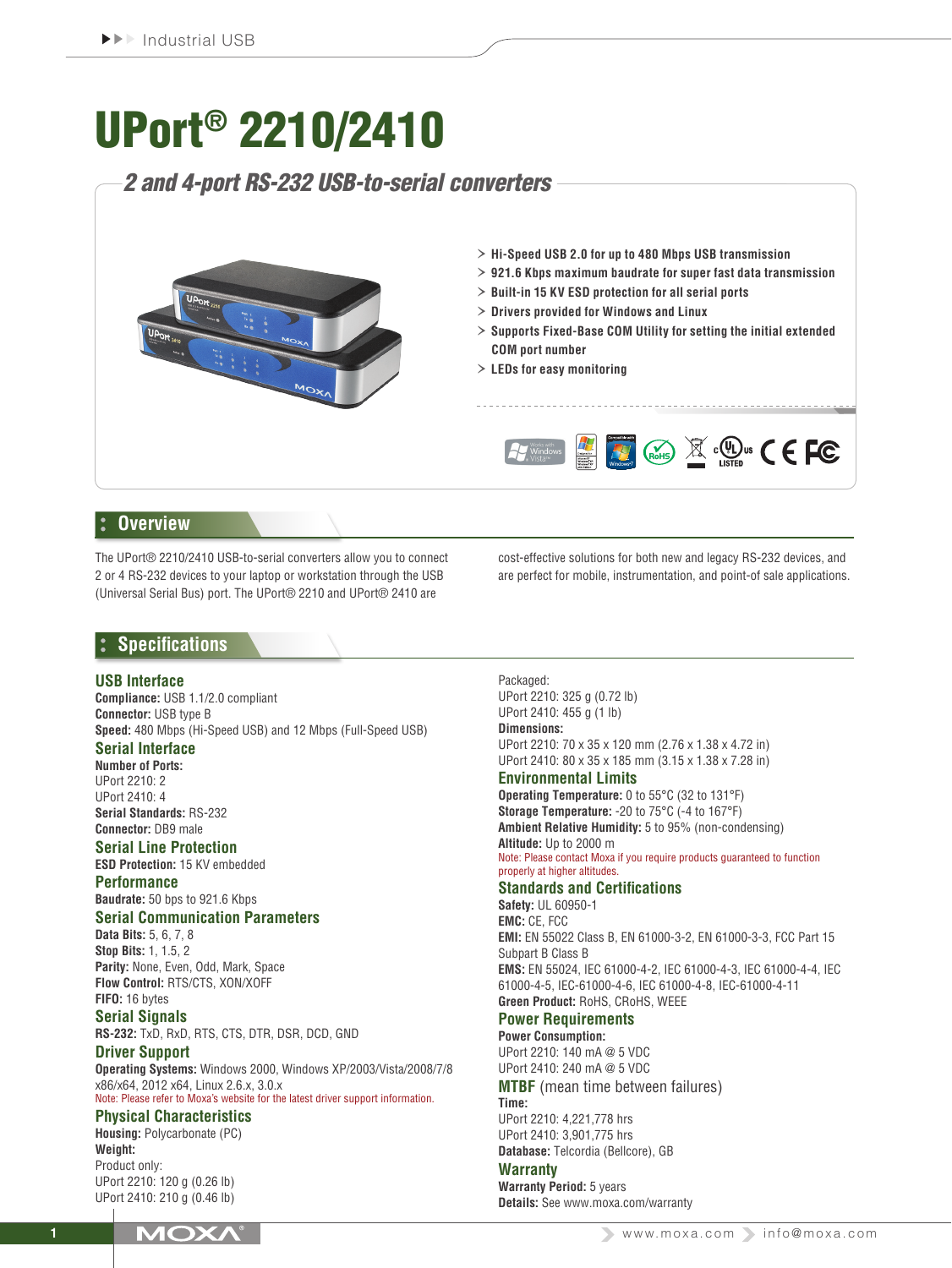# UPort® 2210/2410

## 2 and 4-port RS-232 USB-to-serial converters

- Hi-Speed USB 2.0 for up to 480 Mbps USB transmission
- 921.6 Kbps maximum baudrate for super fast data transmission
- Built-in 15 KV ESD protection for all serial ports
- Drivers provided for Windows and Linux
- Supports Fixed-Base COM Utility for setting the initial extended COM port number
- LEDs for easy monitoring

## Overview

The UPort® 2210/2410 USB-to-serial converters allow you to connect 2 or 4 RS-232 devices to your laptop or workstation through the USB (Universal Serial Bus) port. The UPort® 2210 and UPort® 2410 are cost-effective solutions for both new and legacy RS-232 devices, and are perfect for mobile, instrumentation, and point-of sale applications.

## Specifications

### USB Interface

**Compliance:** USB 1.1/2.0 compliant
**Connector:** USB type B
**Speed:** 480 Mbps (Hi-Speed USB) and 12 Mbps (Full-Speed USB)

### Serial Interface

**Number of Ports:**
UPort 2210: 2
UPort 2410: 4
**Serial Standards:** RS-232
**Connector:** DB9 male

### Serial Line Protection

**ESD Protection:** 15 KV embedded

### Performance

**Baudrate:** 50 bps to 921.6 Kbps

### Serial Communication Parameters

**Data Bits:** 5, 6, 7, 8
**Stop Bits:** 1, 1.5, 2
**Parity:** None, Even, Odd, Mark, Space
**Flow Control:** RTS/CTS, XON/XOFF
**FIFO:** 16 bytes

### Serial Signals

**RS-232:** TxD, RxD, RTS, CTS, DTR, DSR, DCD, GND

### Driver Support

**Operating Systems:** Windows 2000, Windows XP/2003/Vista/2008/7/8 x86/x64, 2012 x64, Linux 2.6.x, 3.0.x
Note: Please refer to Moxa's website for the latest driver support information.

### Physical Characteristics

**Housing:** Polycarbonate (PC)
**Weight:**
Product only:
UPort 2210: 120 g (0.26 lb)
UPort 2410: 210 g (0.46 lb)
Packaged:
UPort 2210: 325 g (0.72 lb)
UPort 2410: 455 g (1 lb)
**Dimensions:**
UPort 2210: 70 x 35 x 120 mm (2.76 x 1.38 x 4.72 in)
UPort 2410: 80 x 35 x 185 mm (3.15 x 1.38 x 7.28 in)

### Environmental Limits

**Operating Temperature:** 0 to 55°C (32 to 131°F)
**Storage Temperature:** -20 to 75°C (-4 to 167°F)
**Ambient Relative Humidity:** 5 to 95% (non-condensing)
**Altitude:** Up to 2000 m
Note: Please contact Moxa if you require products guaranteed to function properly at higher altitudes.

### Standards and Certifications

**Safety:** UL 60950-1
**EMC:** CE, FCC
**EMI:** EN 55022 Class B, EN 61000-3-2, EN 61000-3-3, FCC Part 15 Subpart B Class B
**EMS:** EN 55024, IEC 61000-4-2, IEC 61000-4-3, IEC 61000-4-4, IEC 61000-4-5, IEC-61000-4-6, IEC 61000-4-8, IEC-61000-4-11
**Green Product:** RoHS, CRoHS, WEEE

### Power Requirements

**Power Consumption:**
UPort 2210: 140 mA @ 5 VDC
UPort 2410: 240 mA @ 5 VDC

### MTBF (mean time between failures)

**Time:**
UPort 2210: 4,221,778 hrs
UPort 2410: 3,901,775 hrs
**Database:** Telcordia (Bellcore), GB

### Warranty

**Warranty Period:** 5 years
**Details:** See www.moxa.com/warranty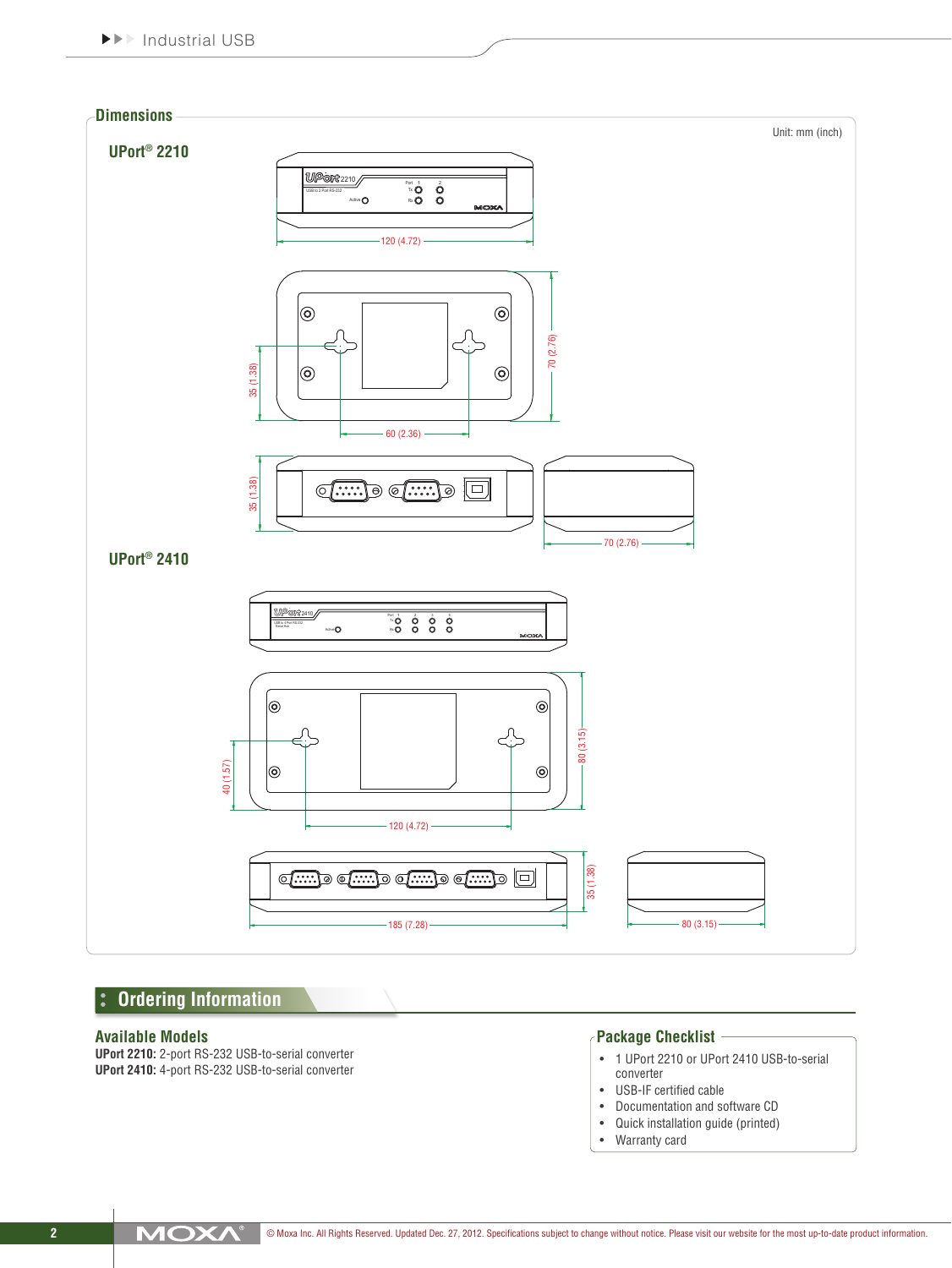## Dimensions

Unit: mm (inch)

### UPort® 2210

120 (4.72)

70 (2.76)

35 (1.38)

60 (2.36)

35 (1.38)

70 (2.76)

### UPort® 2410

80 (3.15)

40 (1.57)

120 (4.72)

35 (1.38)

185 (7.28)

80 (3.15)

## Ordering Information

### Available Models

**UPort 2210:** 2-port RS-232 USB-to-serial converter
**UPort 2410:** 4-port RS-232 USB-to-serial converter

### Package Checklist

- 1 UPort 2210 or UPort 2410 USB-to-serial converter
- USB-IF certified cable
- Documentation and software CD
- Quick installation guide (printed)
- Warranty card

© Moxa Inc. All Rights Reserved. Updated Dec. 27, 2012. Specifications subject to change without notice. Please visit our website for the most up-to-date product information.